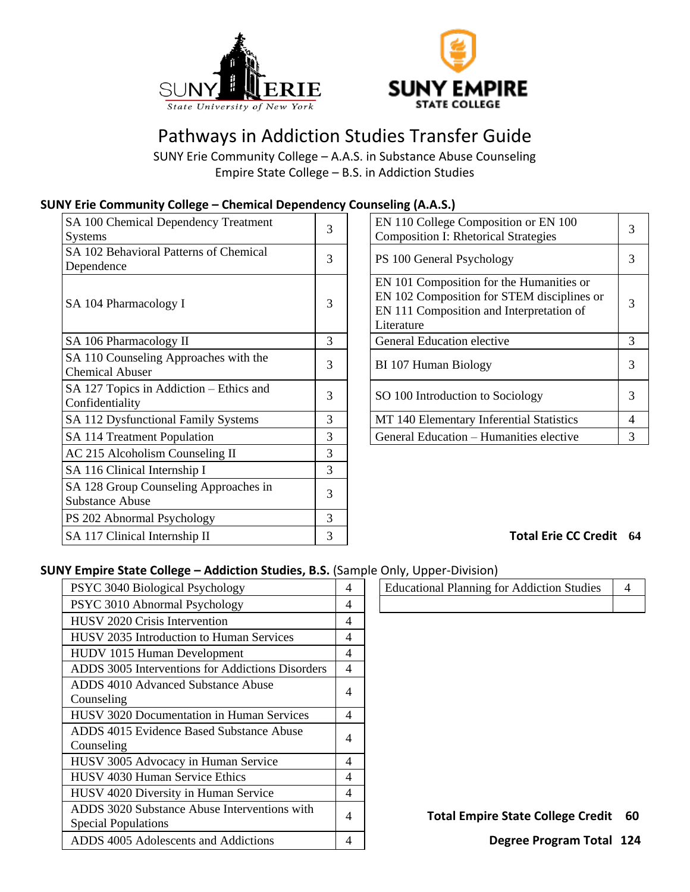# Pathways in Addiction Studies Transfer Guide

SUNY Erie Community College – A.A.S. in Substance Abuse Counseling
Empire State College – B.S. in Addiction Studies

## SUNY Erie Community College – Chemical Dependency Counseling (A.A.S.)

| Course | Credits |
|---|---|
| SA 100 Chemical Dependency Treatment Systems | 3 |
| SA 102 Behavioral Patterns of Chemical Dependence | 3 |
| SA 104 Pharmacology I | 3 |
| SA 106 Pharmacology II | 3 |
| SA 110 Counseling Approaches with the Chemical Abuser | 3 |
| SA 127 Topics in Addiction – Ethics and Confidentiality | 3 |
| SA 112 Dysfunctional Family Systems | 3 |
| SA 114 Treatment Population | 3 |
| AC 215 Alcoholism Counseling II | 3 |
| SA 116 Clinical Internship I | 3 |
| SA 128 Group Counseling Approaches in Substance Abuse | 3 |
| PS 202 Abnormal Psychology | 3 |
| SA 117 Clinical Internship II | 3 |

| Course | Credits |
|---|---|
| EN 110 College Composition or EN 100 Composition I: Rhetorical Strategies | 3 |
| PS 100 General Psychology | 3 |
| EN 101 Composition for the Humanities or EN 102 Composition for STEM disciplines or EN 111 Composition and Interpretation of Literature | 3 |
| General Education elective | 3 |
| BI 107 Human Biology | 3 |
| SO 100 Introduction to Sociology | 3 |
| MT 140 Elementary Inferential Statistics | 4 |
| General Education – Humanities elective | 3 |

**Total Erie CC Credit 64**

## SUNY Empire State College – Addiction Studies, B.S. (Sample Only, Upper-Division)

| Course | Credits |
|---|---|
| PSYC 3040 Biological Psychology | 4 |
| PSYC 3010 Abnormal Psychology | 4 |
| HUSV 2020 Crisis Intervention | 4 |
| HUSV 2035 Introduction to Human Services | 4 |
| HUDV 1015 Human Development | 4 |
| ADDS 3005 Interventions for Addictions Disorders | 4 |
| ADDS 4010 Advanced Substance Abuse Counseling | 4 |
| HUSV 3020 Documentation in Human Services | 4 |
| ADDS 4015 Evidence Based Substance Abuse Counseling | 4 |
| HUSV 3005 Advocacy in Human Service | 4 |
| HUSV 4030 Human Service Ethics | 4 |
| HUSV 4020 Diversity in Human Service | 4 |
| ADDS 3020 Substance Abuse Interventions with Special Populations | 4 |
| ADDS 4005 Adolescents and Addictions | 4 |

| Course | Credits |
|---|---|
| Educational Planning for Addiction Studies | 4 |
| | |

**Total Empire State College Credit 60**

**Degree Program Total 124**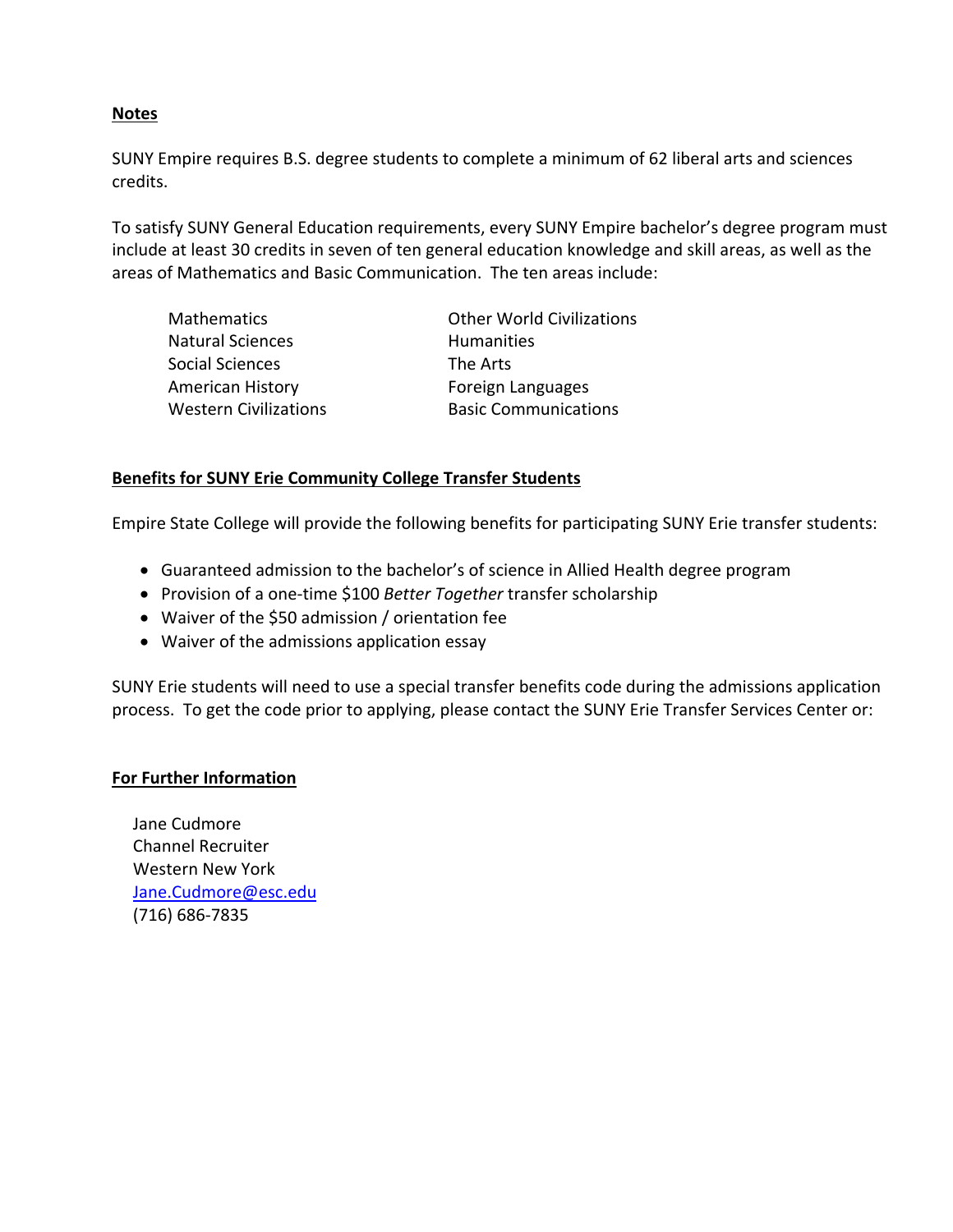**Notes**

SUNY Empire requires B.S. degree students to complete a minimum of 62 liberal arts and sciences credits.

To satisfy SUNY General Education requirements, every SUNY Empire bachelor's degree program must include at least 30 credits in seven of ten general education knowledge and skill areas, as well as the areas of Mathematics and Basic Communication. The ten areas include:

- Mathematics
- Natural Sciences
- Social Sciences
- American History
- Western Civilizations
- Other World Civilizations
- Humanities
- The Arts
- Foreign Languages
- Basic Communications

**Benefits for SUNY Erie Community College Transfer Students**

Empire State College will provide the following benefits for participating SUNY Erie transfer students:

- Guaranteed admission to the bachelor's of science in Allied Health degree program
- Provision of a one-time $100 *Better Together* transfer scholarship
- Waiver of the $50 admission / orientation fee
- Waiver of the admissions application essay

SUNY Erie students will need to use a special transfer benefits code during the admissions application process. To get the code prior to applying, please contact the SUNY Erie Transfer Services Center or:

**For Further Information**

Jane Cudmore
Channel Recruiter
Western New York
Jane.Cudmore@esc.edu
(716) 686-7835